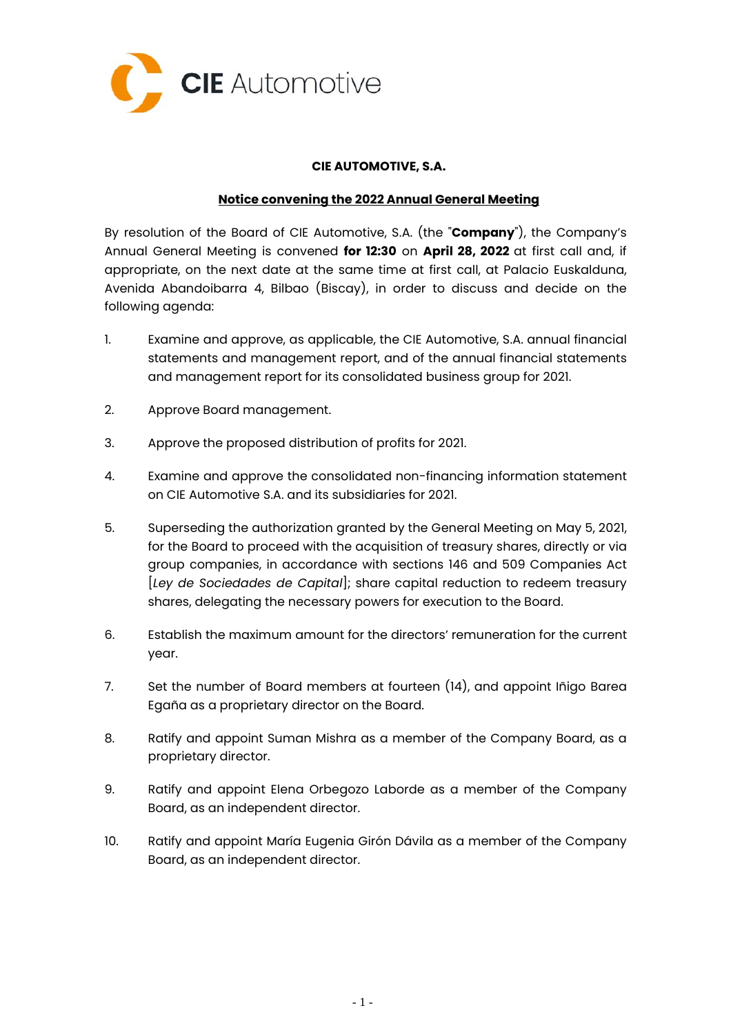**CIE AUTOMOTIVE, S.A.**

**Notice convening the 2022 Annual General Meeting**

By resolution of the Board of CIE Automotive, S.A. (the "**Company**"), the Company's Annual General Meeting is convened **for 12:30** on **April 28, 2022** at first call and, if appropriate, on the next date at the same time at first call, at Palacio Euskalduna, Avenida Abandoibarra 4, Bilbao (Biscay), in order to discuss and decide on the following agenda:

1. Examine and approve, as applicable, the CIE Automotive, S.A. annual financial statements and management report, and of the annual financial statements and management report for its consolidated business group for 2021.

2. Approve Board management.

3. Approve the proposed distribution of profits for 2021.

4. Examine and approve the consolidated non-financing information statement on CIE Automotive S.A. and its subsidiaries for 2021.

5. Superseding the authorization granted by the General Meeting on May 5, 2021, for the Board to proceed with the acquisition of treasury shares, directly or via group companies, in accordance with sections 146 and 509 Companies Act [*Ley de Sociedades de Capital*]; share capital reduction to redeem treasury shares, delegating the necessary powers for execution to the Board.

6. Establish the maximum amount for the directors' remuneration for the current year.

7. Set the number of Board members at fourteen (14), and appoint Iñigo Barea Egaña as a proprietary director on the Board.

8. Ratify and appoint Suman Mishra as a member of the Company Board, as a proprietary director.

9. Ratify and appoint Elena Orbegozo Laborde as a member of the Company Board, as an independent director.

10. Ratify and appoint María Eugenia Girón Dávila as a member of the Company Board, as an independent director.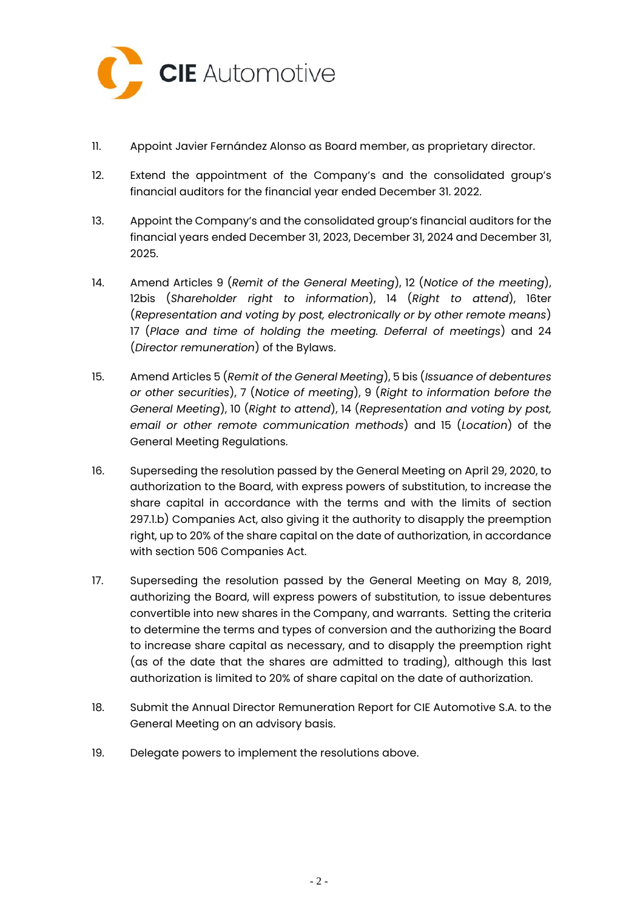11. Appoint Javier Fernández Alonso as Board member, as proprietary director.

12. Extend the appointment of the Company's and the consolidated group's financial auditors for the financial year ended December 31. 2022.

13. Appoint the Company's and the consolidated group's financial auditors for the financial years ended December 31, 2023, December 31, 2024 and December 31, 2025.

14. Amend Articles 9 (*Remit of the General Meeting*), 12 (*Notice of the meeting*), 12bis (*Shareholder right to information*), 14 (*Right to attend*), 16ter (*Representation and voting by post, electronically or by other remote means*) 17 (*Place and time of holding the meeting. Deferral of meetings*) and 24 (*Director remuneration*) of the Bylaws.

15. Amend Articles 5 (*Remit of the General Meeting*), 5 bis (*Issuance of debentures or other securities*), 7 (*Notice of meeting*), 9 (*Right to information before the General Meeting*), 10 (*Right to attend*), 14 (*Representation and voting by post, email or other remote communication methods*) and 15 (*Location*) of the General Meeting Regulations.

16. Superseding the resolution passed by the General Meeting on April 29, 2020, to authorization to the Board, with express powers of substitution, to increase the share capital in accordance with the terms and with the limits of section 297.1.b) Companies Act, also giving it the authority to disapply the preemption right, up to 20% of the share capital on the date of authorization, in accordance with section 506 Companies Act.

17. Superseding the resolution passed by the General Meeting on May 8, 2019, authorizing the Board, will express powers of substitution, to issue debentures convertible into new shares in the Company, and warrants. Setting the criteria to determine the terms and types of conversion and the authorizing the Board to increase share capital as necessary, and to disapply the preemption right (as of the date that the shares are admitted to trading), although this last authorization is limited to 20% of share capital on the date of authorization.

18. Submit the Annual Director Remuneration Report for CIE Automotive S.A. to the General Meeting on an advisory basis.

19. Delegate powers to implement the resolutions above.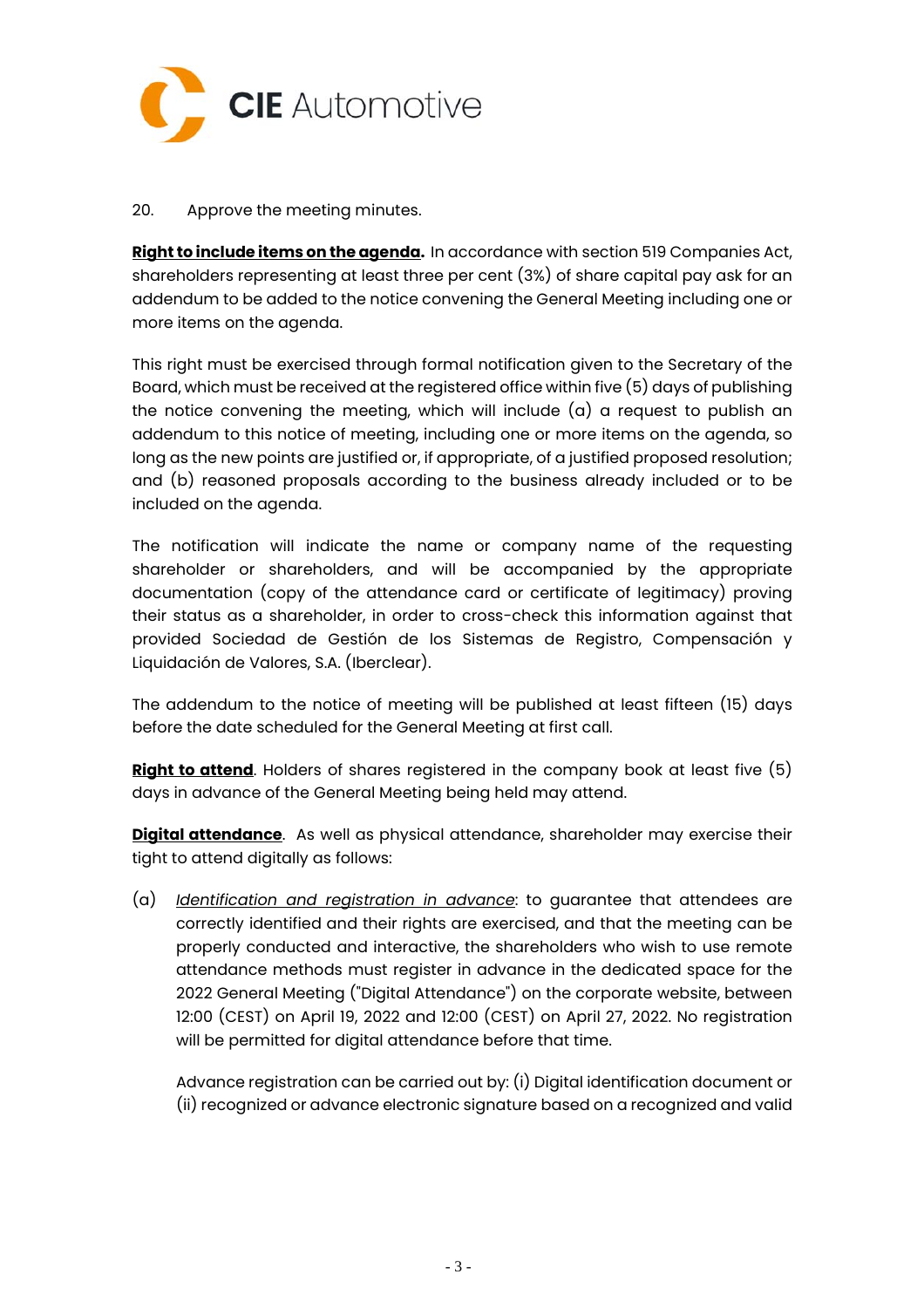20. Approve the meeting minutes.

**Right to include items on the agenda.** In accordance with section 519 Companies Act, shareholders representing at least three per cent (3%) of share capital pay ask for an addendum to be added to the notice convening the General Meeting including one or more items on the agenda.

This right must be exercised through formal notification given to the Secretary of the Board, which must be received at the registered office within five (5) days of publishing the notice convening the meeting, which will include (a) a request to publish an addendum to this notice of meeting, including one or more items on the agenda, so long as the new points are justified or, if appropriate, of a justified proposed resolution; and (b) reasoned proposals according to the business already included or to be included on the agenda.

The notification will indicate the name or company name of the requesting shareholder or shareholders, and will be accompanied by the appropriate documentation (copy of the attendance card or certificate of legitimacy) proving their status as a shareholder, in order to cross-check this information against that provided Sociedad de Gestión de los Sistemas de Registro, Compensación y Liquidación de Valores, S.A. (Iberclear).

The addendum to the notice of meeting will be published at least fifteen (15) days before the date scheduled for the General Meeting at first call.

**Right to attend**. Holders of shares registered in the company book at least five (5) days in advance of the General Meeting being held may attend.

**Digital attendance**. As well as physical attendance, shareholder may exercise their tight to attend digitally as follows:

(a) *Identification and registration in advance*: to guarantee that attendees are correctly identified and their rights are exercised, and that the meeting can be properly conducted and interactive, the shareholders who wish to use remote attendance methods must register in advance in the dedicated space for the 2022 General Meeting ("Digital Attendance") on the corporate website, between 12:00 (CEST) on April 19, 2022 and 12:00 (CEST) on April 27, 2022. No registration will be permitted for digital attendance before that time.

Advance registration can be carried out by: (i) Digital identification document or (ii) recognized or advance electronic signature based on a recognized and valid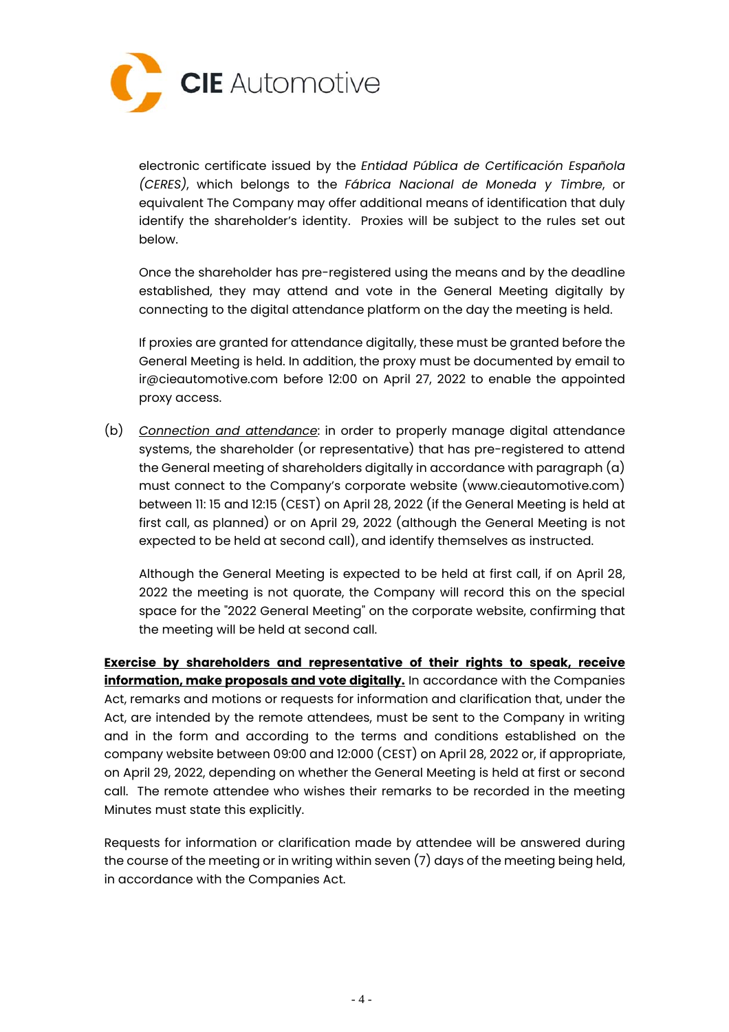electronic certificate issued by the *Entidad Pública de Certificación Española (CERES)*, which belongs to the *Fábrica Nacional de Moneda y Timbre*, or equivalent The Company may offer additional means of identification that duly identify the shareholder's identity. Proxies will be subject to the rules set out below.

Once the shareholder has pre-registered using the means and by the deadline established, they may attend and vote in the General Meeting digitally by connecting to the digital attendance platform on the day the meeting is held.

If proxies are granted for attendance digitally, these must be granted before the General Meeting is held. In addition, the proxy must be documented by email to ir@cieautomotive.com before 12:00 on April 27, 2022 to enable the appointed proxy access.

(b) *Connection and attendance*: in order to properly manage digital attendance systems, the shareholder (or representative) that has pre-registered to attend the General meeting of shareholders digitally in accordance with paragraph (a) must connect to the Company's corporate website (www.cieautomotive.com) between 11: 15 and 12:15 (CEST) on April 28, 2022 (if the General Meeting is held at first call, as planned) or on April 29, 2022 (although the General Meeting is not expected to be held at second call), and identify themselves as instructed.

Although the General Meeting is expected to be held at first call, if on April 28, 2022 the meeting is not quorate, the Company will record this on the special space for the "2022 General Meeting" on the corporate website, confirming that the meeting will be held at second call.

**Exercise by shareholders and representative of their rights to speak, receive information, make proposals and vote digitally.** In accordance with the Companies Act, remarks and motions or requests for information and clarification that, under the Act, are intended by the remote attendees, must be sent to the Company in writing and in the form and according to the terms and conditions established on the company website between 09:00 and 12:000 (CEST) on April 28, 2022 or, if appropriate, on April 29, 2022, depending on whether the General Meeting is held at first or second call. The remote attendee who wishes their remarks to be recorded in the meeting Minutes must state this explicitly.

Requests for information or clarification made by attendee will be answered during the course of the meeting or in writing within seven (7) days of the meeting being held, in accordance with the Companies Act.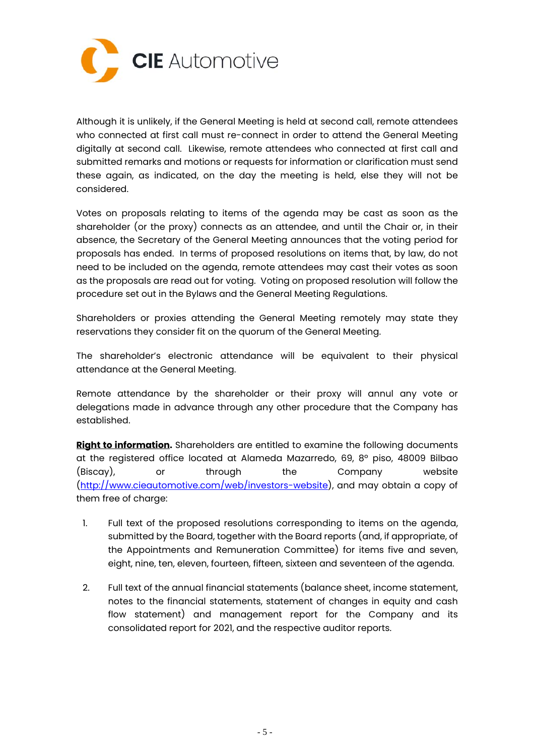Although it is unlikely, if the General Meeting is held at second call, remote attendees who connected at first call must re-connect in order to attend the General Meeting digitally at second call. Likewise, remote attendees who connected at first call and submitted remarks and motions or requests for information or clarification must send these again, as indicated, on the day the meeting is held, else they will not be considered.

Votes on proposals relating to items of the agenda may be cast as soon as the shareholder (or the proxy) connects as an attendee, and until the Chair or, in their absence, the Secretary of the General Meeting announces that the voting period for proposals has ended. In terms of proposed resolutions on items that, by law, do not need to be included on the agenda, remote attendees may cast their votes as soon as the proposals are read out for voting. Voting on proposed resolution will follow the procedure set out in the Bylaws and the General Meeting Regulations.

Shareholders or proxies attending the General Meeting remotely may state they reservations they consider fit on the quorum of the General Meeting.

The shareholder's electronic attendance will be equivalent to their physical attendance at the General Meeting.

Remote attendance by the shareholder or their proxy will annul any vote or delegations made in advance through any other procedure that the Company has established.

**Right to information.** Shareholders are entitled to examine the following documents at the registered office located at Alameda Mazarredo, 69, 8° piso, 48009 Bilbao (Biscay), or through the Company website (http://www.cieautomotive.com/web/investors-website), and may obtain a copy of them free of charge:

1. Full text of the proposed resolutions corresponding to items on the agenda, submitted by the Board, together with the Board reports (and, if appropriate, of the Appointments and Remuneration Committee) for items five and seven, eight, nine, ten, eleven, fourteen, fifteen, sixteen and seventeen of the agenda.

2. Full text of the annual financial statements (balance sheet, income statement, notes to the financial statements, statement of changes in equity and cash flow statement) and management report for the Company and its consolidated report for 2021, and the respective auditor reports.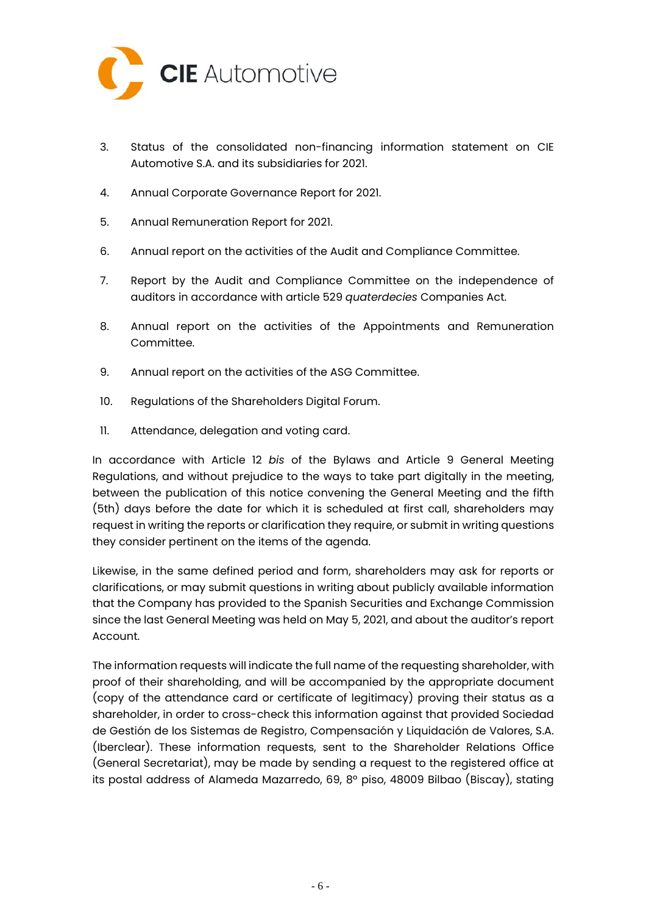3. Status of the consolidated non-financing information statement on CIE Automotive S.A. and its subsidiaries for 2021.

4. Annual Corporate Governance Report for 2021.

5. Annual Remuneration Report for 2021.

6. Annual report on the activities of the Audit and Compliance Committee.

7. Report by the Audit and Compliance Committee on the independence of auditors in accordance with article 529 *quaterdecies* Companies Act.

8. Annual report on the activities of the Appointments and Remuneration Committee.

9. Annual report on the activities of the ASG Committee.

10. Regulations of the Shareholders Digital Forum.

11. Attendance, delegation and voting card.

In accordance with Article 12 *bis* of the Bylaws and Article 9 General Meeting Regulations, and without prejudice to the ways to take part digitally in the meeting, between the publication of this notice convening the General Meeting and the fifth (5th) days before the date for which it is scheduled at first call, shareholders may request in writing the reports or clarification they require, or submit in writing questions they consider pertinent on the items of the agenda.

Likewise, in the same defined period and form, shareholders may ask for reports or clarifications, or may submit questions in writing about publicly available information that the Company has provided to the Spanish Securities and Exchange Commission since the last General Meeting was held on May 5, 2021, and about the auditor's report Account.

The information requests will indicate the full name of the requesting shareholder, with proof of their shareholding, and will be accompanied by the appropriate document (copy of the attendance card or certificate of legitimacy) proving their status as a shareholder, in order to cross-check this information against that provided Sociedad de Gestión de los Sistemas de Registro, Compensación y Liquidación de Valores, S.A. (Iberclear). These information requests, sent to the Shareholder Relations Office (General Secretariat), may be made by sending a request to the registered office at its postal address of Alameda Mazarredo, 69, 8º piso, 48009 Bilbao (Biscay), stating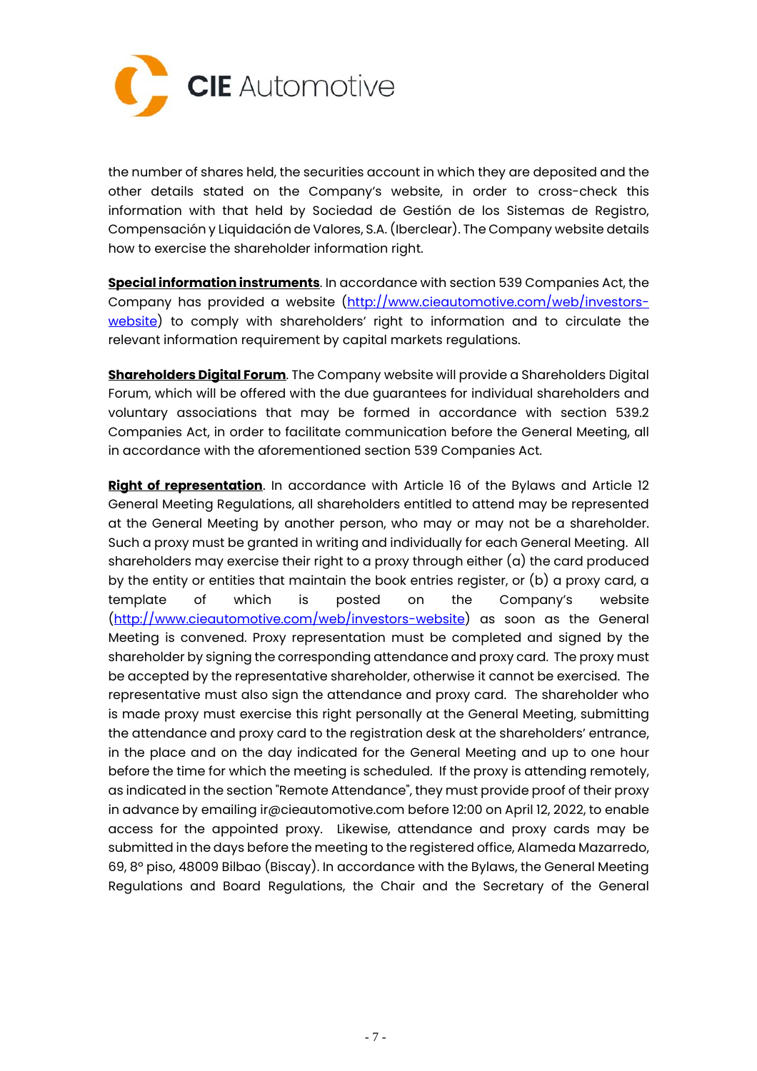the number of shares held, the securities account in which they are deposited and the other details stated on the Company's website, in order to cross-check this information with that held by Sociedad de Gestión de los Sistemas de Registro, Compensación y Liquidación de Valores, S.A. (Iberclear). The Company website details how to exercise the shareholder information right.

**Special information instruments**. In accordance with section 539 Companies Act, the Company has provided a website ([http://www.cieautomotive.com/web/investors-website](http://www.cieautomotive.com/web/investors-website)) to comply with shareholders' right to information and to circulate the relevant information requirement by capital markets regulations.

**Shareholders Digital Forum**. The Company website will provide a Shareholders Digital Forum, which will be offered with the due guarantees for individual shareholders and voluntary associations that may be formed in accordance with section 539.2 Companies Act, in order to facilitate communication before the General Meeting, all in accordance with the aforementioned section 539 Companies Act.

**Right of representation**. In accordance with Article 16 of the Bylaws and Article 12 General Meeting Regulations, all shareholders entitled to attend may be represented at the General Meeting by another person, who may or may not be a shareholder. Such a proxy must be granted in writing and individually for each General Meeting. All shareholders may exercise their right to a proxy through either (a) the card produced by the entity or entities that maintain the book entries register, or (b) a proxy card, a template of which is posted on the Company's website ([http://www.cieautomotive.com/web/investors-website](http://www.cieautomotive.com/web/investors-website)) as soon as the General Meeting is convened. Proxy representation must be completed and signed by the shareholder by signing the corresponding attendance and proxy card. The proxy must be accepted by the representative shareholder, otherwise it cannot be exercised. The representative must also sign the attendance and proxy card. The shareholder who is made proxy must exercise this right personally at the General Meeting, submitting the attendance and proxy card to the registration desk at the shareholders' entrance, in the place and on the day indicated for the General Meeting and up to one hour before the time for which the meeting is scheduled. If the proxy is attending remotely, as indicated in the section "Remote Attendance", they must provide proof of their proxy in advance by emailing ir@cieautomotive.com before 12:00 on April 12, 2022, to enable access for the appointed proxy. Likewise, attendance and proxy cards may be submitted in the days before the meeting to the registered office, Alameda Mazarredo, 69, 8º piso, 48009 Bilbao (Biscay). In accordance with the Bylaws, the General Meeting Regulations and Board Regulations, the Chair and the Secretary of the General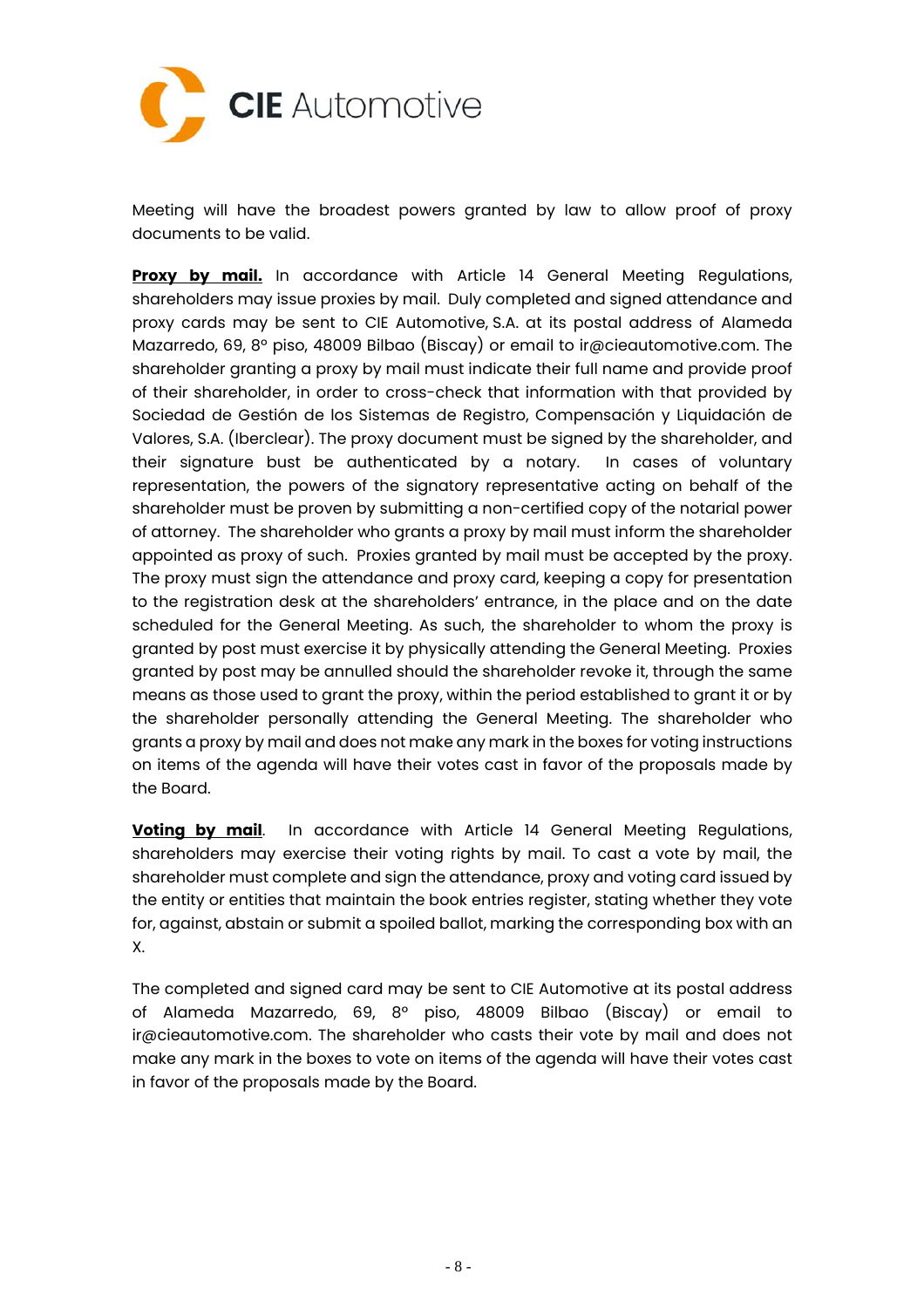Meeting will have the broadest powers granted by law to allow proof of proxy documents to be valid.

**Proxy by mail.** In accordance with Article 14 General Meeting Regulations, shareholders may issue proxies by mail. Duly completed and signed attendance and proxy cards may be sent to CIE Automotive, S.A. at its postal address of Alameda Mazarredo, 69, 8º piso, 48009 Bilbao (Biscay) or email to ir@cieautomotive.com. The shareholder granting a proxy by mail must indicate their full name and provide proof of their shareholder, in order to cross-check that information with that provided by Sociedad de Gestión de los Sistemas de Registro, Compensación y Liquidación de Valores, S.A. (Iberclear). The proxy document must be signed by the shareholder, and their signature bust be authenticated by a notary. In cases of voluntary representation, the powers of the signatory representative acting on behalf of the shareholder must be proven by submitting a non-certified copy of the notarial power of attorney. The shareholder who grants a proxy by mail must inform the shareholder appointed as proxy of such. Proxies granted by mail must be accepted by the proxy. The proxy must sign the attendance and proxy card, keeping a copy for presentation to the registration desk at the shareholders' entrance, in the place and on the date scheduled for the General Meeting. As such, the shareholder to whom the proxy is granted by post must exercise it by physically attending the General Meeting. Proxies granted by post may be annulled should the shareholder revoke it, through the same means as those used to grant the proxy, within the period established to grant it or by the shareholder personally attending the General Meeting. The shareholder who grants a proxy by mail and does not make any mark in the boxes for voting instructions on items of the agenda will have their votes cast in favor of the proposals made by the Board.

**Voting by mail**. In accordance with Article 14 General Meeting Regulations, shareholders may exercise their voting rights by mail. To cast a vote by mail, the shareholder must complete and sign the attendance, proxy and voting card issued by the entity or entities that maintain the book entries register, stating whether they vote for, against, abstain or submit a spoiled ballot, marking the corresponding box with an X.

The completed and signed card may be sent to CIE Automotive at its postal address of Alameda Mazarredo, 69, 8º piso, 48009 Bilbao (Biscay) or email to ir@cieautomotive.com. The shareholder who casts their vote by mail and does not make any mark in the boxes to vote on items of the agenda will have their votes cast in favor of the proposals made by the Board.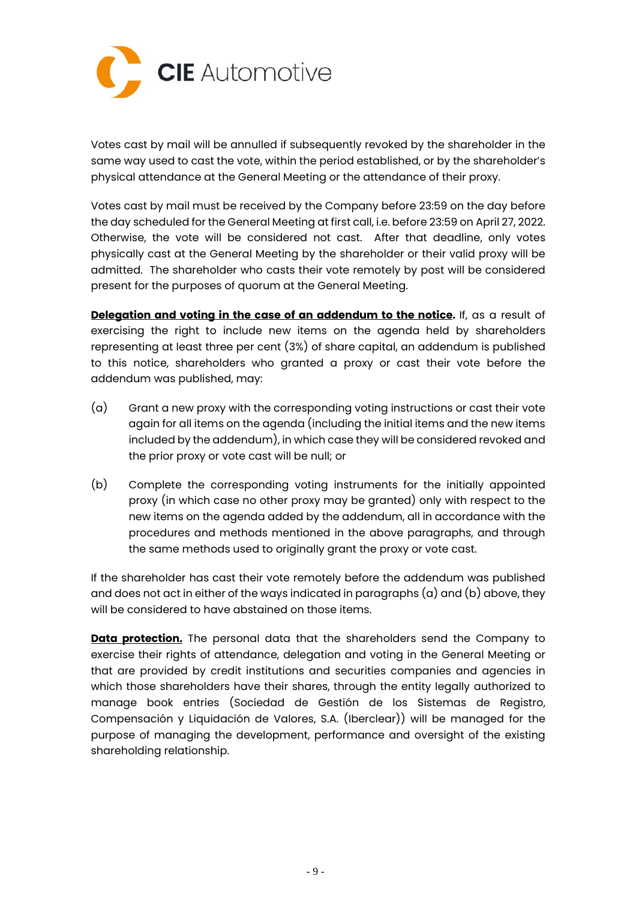Votes cast by mail will be annulled if subsequently revoked by the shareholder in the same way used to cast the vote, within the period established, or by the shareholder's physical attendance at the General Meeting or the attendance of their proxy.

Votes cast by mail must be received by the Company before 23:59 on the day before the day scheduled for the General Meeting at first call, i.e. before 23:59 on April 27, 2022. Otherwise, the vote will be considered not cast. After that deadline, only votes physically cast at the General Meeting by the shareholder or their valid proxy will be admitted. The shareholder who casts their vote remotely by post will be considered present for the purposes of quorum at the General Meeting.

**Delegation and voting in the case of an addendum to the notice.** If, as a result of exercising the right to include new items on the agenda held by shareholders representing at least three per cent (3%) of share capital, an addendum is published to this notice, shareholders who granted a proxy or cast their vote before the addendum was published, may:

(a) Grant a new proxy with the corresponding voting instructions or cast their vote again for all items on the agenda (including the initial items and the new items included by the addendum), in which case they will be considered revoked and the prior proxy or vote cast will be null; or

(b) Complete the corresponding voting instruments for the initially appointed proxy (in which case no other proxy may be granted) only with respect to the new items on the agenda added by the addendum, all in accordance with the procedures and methods mentioned in the above paragraphs, and through the same methods used to originally grant the proxy or vote cast.

If the shareholder has cast their vote remotely before the addendum was published and does not act in either of the ways indicated in paragraphs (a) and (b) above, they will be considered to have abstained on those items.

**Data protection.** The personal data that the shareholders send the Company to exercise their rights of attendance, delegation and voting in the General Meeting or that are provided by credit institutions and securities companies and agencies in which those shareholders have their shares, through the entity legally authorized to manage book entries (Sociedad de Gestión de los Sistemas de Registro, Compensación y Liquidación de Valores, S.A. (Iberclear)) will be managed for the purpose of managing the development, performance and oversight of the existing shareholding relationship.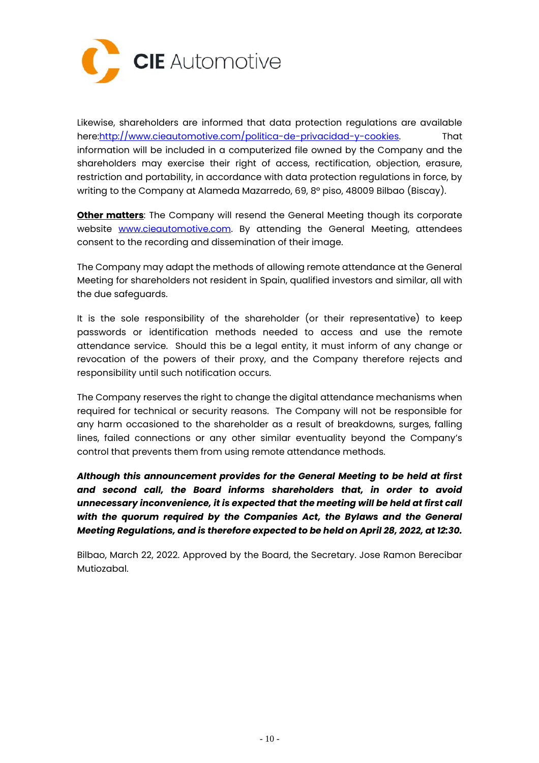Likewise, shareholders are informed that data protection regulations are available here:http://www.cieautomotive.com/politica-de-privacidad-y-cookies. That information will be included in a computerized file owned by the Company and the shareholders may exercise their right of access, rectification, objection, erasure, restriction and portability, in accordance with data protection regulations in force, by writing to the Company at Alameda Mazarredo, 69, 8º piso, 48009 Bilbao (Biscay).

**Other matters**: The Company will resend the General Meeting though its corporate website www.cieautomotive.com. By attending the General Meeting, attendees consent to the recording and dissemination of their image.

The Company may adapt the methods of allowing remote attendance at the General Meeting for shareholders not resident in Spain, qualified investors and similar, all with the due safeguards.

It is the sole responsibility of the shareholder (or their representative) to keep passwords or identification methods needed to access and use the remote attendance service. Should this be a legal entity, it must inform of any change or revocation of the powers of their proxy, and the Company therefore rejects and responsibility until such notification occurs.

The Company reserves the right to change the digital attendance mechanisms when required for technical or security reasons. The Company will not be responsible for any harm occasioned to the shareholder as a result of breakdowns, surges, falling lines, failed connections or any other similar eventuality beyond the Company's control that prevents them from using remote attendance methods.

***Although this announcement provides for the General Meeting to be held at first and second call, the Board informs shareholders that, in order to avoid unnecessary inconvenience, it is expected that the meeting will be held at first call with the quorum required by the Companies Act, the Bylaws and the General Meeting Regulations, and is therefore expected to be held on April 28, 2022, at 12:30.***

Bilbao, March 22, 2022. Approved by the Board, the Secretary. Jose Ramon Berecibar Mutiozabal.